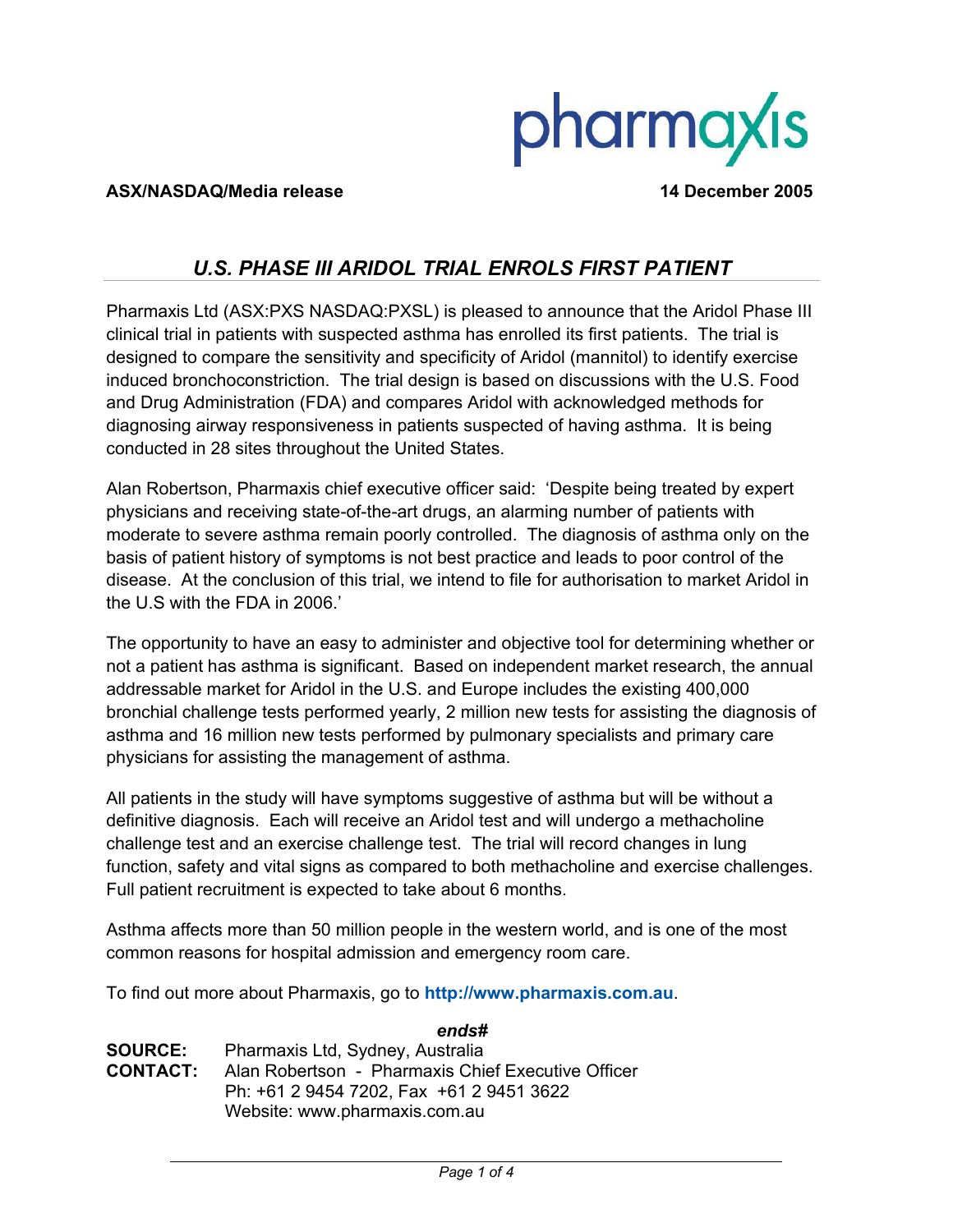pharmaxis

**ASX/NASDAQ/Media release** **14 December 2005**

# *U.S. PHASE III ARIDOL TRIAL ENROLS FIRST PATIENT*

Pharmaxis Ltd (ASX:PXS NASDAQ:PXSL) is pleased to announce that the Aridol Phase III clinical trial in patients with suspected asthma has enrolled its first patients. The trial is designed to compare the sensitivity and specificity of Aridol (mannitol) to identify exercise induced bronchoconstriction. The trial design is based on discussions with the U.S. Food and Drug Administration (FDA) and compares Aridol with acknowledged methods for diagnosing airway responsiveness in patients suspected of having asthma. It is being conducted in 28 sites throughout the United States.

Alan Robertson, Pharmaxis chief executive officer said: 'Despite being treated by expert physicians and receiving state-of-the-art drugs, an alarming number of patients with moderate to severe asthma remain poorly controlled. The diagnosis of asthma only on the basis of patient history of symptoms is not best practice and leads to poor control of the disease. At the conclusion of this trial, we intend to file for authorisation to market Aridol in the U.S with the FDA in 2006.'

The opportunity to have an easy to administer and objective tool for determining whether or not a patient has asthma is significant. Based on independent market research, the annual addressable market for Aridol in the U.S. and Europe includes the existing 400,000 bronchial challenge tests performed yearly, 2 million new tests for assisting the diagnosis of asthma and 16 million new tests performed by pulmonary specialists and primary care physicians for assisting the management of asthma.

All patients in the study will have symptoms suggestive of asthma but will be without a definitive diagnosis. Each will receive an Aridol test and will undergo a methacholine challenge test and an exercise challenge test. The trial will record changes in lung function, safety and vital signs as compared to both methacholine and exercise challenges. Full patient recruitment is expected to take about 6 months.

Asthma affects more than 50 million people in the western world, and is one of the most common reasons for hospital admission and emergency room care.

To find out more about Pharmaxis, go to **http://www.pharmaxis.com.au**.

***ends#***

**SOURCE:** Pharmaxis Ltd, Sydney, Australia
**CONTACT:** Alan Robertson - Pharmaxis Chief Executive Officer
Ph: +61 2 9454 7202, Fax +61 2 9451 3622
Website: www.pharmaxis.com.au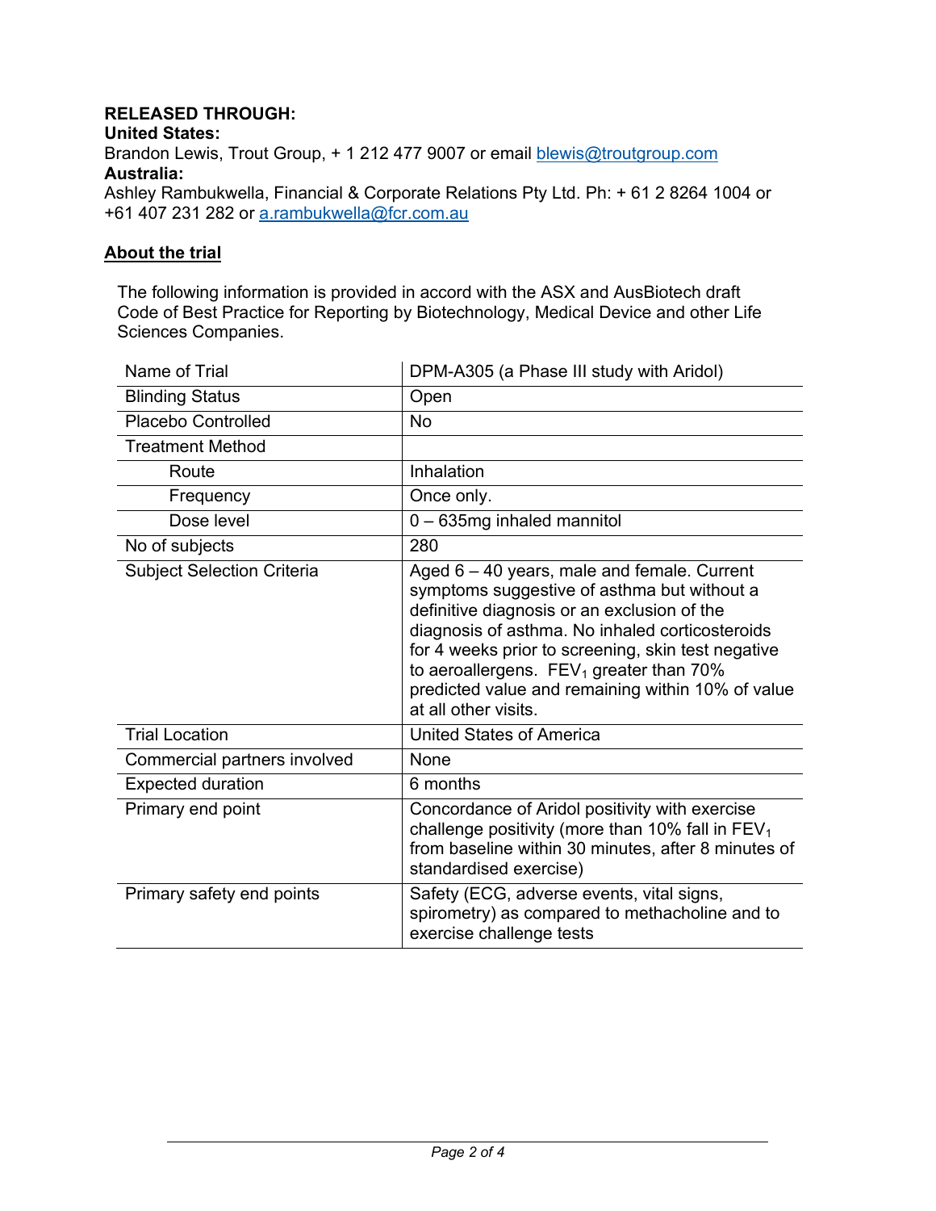**RELEASED THROUGH:**
**United States:**
Brandon Lewis, Trout Group, + 1 212 477 9007 or email blewis@troutgroup.com
**Australia:**
Ashley Rambukwella, Financial & Corporate Relations Pty Ltd. Ph: + 61 2 8264 1004 or +61 407 231 282 or a.rambukwella@fcr.com.au

## About the trial

The following information is provided in accord with the ASX and AusBiotech draft Code of Best Practice for Reporting by Biotechnology, Medical Device and other Life Sciences Companies.

| | |
|---|---|
| Name of Trial | DPM-A305 (a Phase III study with Aridol) |
| Blinding Status | Open |
| Placebo Controlled | No |
| Treatment Method | |
| Route | Inhalation |
| Frequency | Once only. |
| Dose level | 0 – 635mg inhaled mannitol |
| No of subjects | 280 |
| Subject Selection Criteria | Aged 6 – 40 years, male and female. Current symptoms suggestive of asthma but without a definitive diagnosis or an exclusion of the diagnosis of asthma. No inhaled corticosteroids for 4 weeks prior to screening, skin test negative to aeroallergens. $FEV_1$ greater than 70% predicted value and remaining within 10% of value at all other visits. |
| Trial Location | United States of America |
| Commercial partners involved | None |
| Expected duration | 6 months |
| Primary end point | Concordance of Aridol positivity with exercise challenge positivity (more than 10% fall in $FEV_1$ from baseline within 30 minutes, after 8 minutes of standardised exercise) |
| Primary safety end points | Safety (ECG, adverse events, vital signs, spirometry) as compared to methacholine and to exercise challenge tests |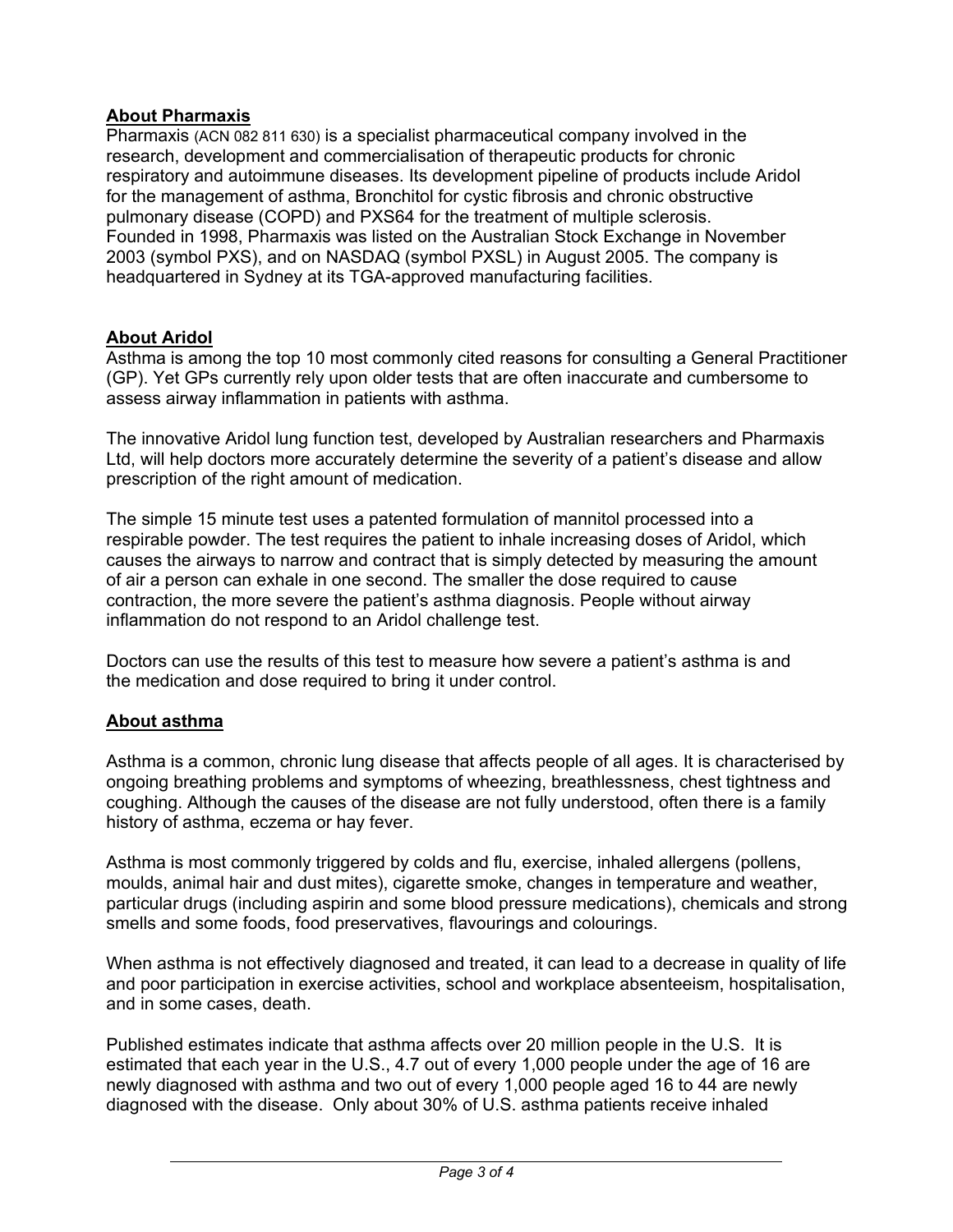## About Pharmaxis

Pharmaxis (ACN 082 811 630) is a specialist pharmaceutical company involved in the research, development and commercialisation of therapeutic products for chronic respiratory and autoimmune diseases. Its development pipeline of products include Aridol for the management of asthma, Bronchitol for cystic fibrosis and chronic obstructive pulmonary disease (COPD) and PXS64 for the treatment of multiple sclerosis. Founded in 1998, Pharmaxis was listed on the Australian Stock Exchange in November 2003 (symbol PXS), and on NASDAQ (symbol PXSL) in August 2005. The company is headquartered in Sydney at its TGA-approved manufacturing facilities.

## About Aridol

Asthma is among the top 10 most commonly cited reasons for consulting a General Practitioner (GP). Yet GPs currently rely upon older tests that are often inaccurate and cumbersome to assess airway inflammation in patients with asthma.

The innovative Aridol lung function test, developed by Australian researchers and Pharmaxis Ltd, will help doctors more accurately determine the severity of a patient's disease and allow prescription of the right amount of medication.

The simple 15 minute test uses a patented formulation of mannitol processed into a respirable powder. The test requires the patient to inhale increasing doses of Aridol, which causes the airways to narrow and contract that is simply detected by measuring the amount of air a person can exhale in one second. The smaller the dose required to cause contraction, the more severe the patient's asthma diagnosis. People without airway inflammation do not respond to an Aridol challenge test.

Doctors can use the results of this test to measure how severe a patient's asthma is and the medication and dose required to bring it under control.

## About asthma

Asthma is a common, chronic lung disease that affects people of all ages. It is characterised by ongoing breathing problems and symptoms of wheezing, breathlessness, chest tightness and coughing. Although the causes of the disease are not fully understood, often there is a family history of asthma, eczema or hay fever.

Asthma is most commonly triggered by colds and flu, exercise, inhaled allergens (pollens, moulds, animal hair and dust mites), cigarette smoke, changes in temperature and weather, particular drugs (including aspirin and some blood pressure medications), chemicals and strong smells and some foods, food preservatives, flavourings and colourings.

When asthma is not effectively diagnosed and treated, it can lead to a decrease in quality of life and poor participation in exercise activities, school and workplace absenteeism, hospitalisation, and in some cases, death.

Published estimates indicate that asthma affects over 20 million people in the U.S. It is estimated that each year in the U.S., 4.7 out of every 1,000 people under the age of 16 are newly diagnosed with asthma and two out of every 1,000 people aged 16 to 44 are newly diagnosed with the disease. Only about 30% of U.S. asthma patients receive inhaled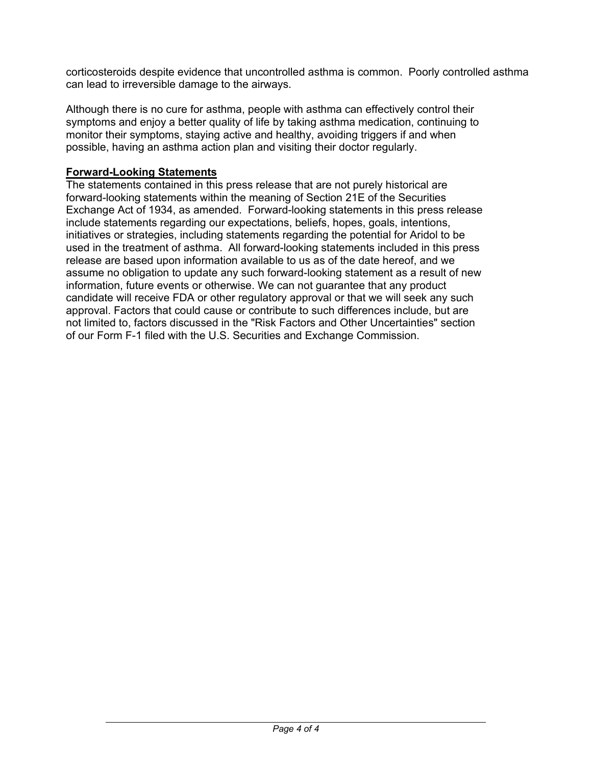corticosteroids despite evidence that uncontrolled asthma is common. Poorly controlled asthma can lead to irreversible damage to the airways.

Although there is no cure for asthma, people with asthma can effectively control their symptoms and enjoy a better quality of life by taking asthma medication, continuing to monitor their symptoms, staying active and healthy, avoiding triggers if and when possible, having an asthma action plan and visiting their doctor regularly.

**Forward-Looking Statements**

The statements contained in this press release that are not purely historical are forward-looking statements within the meaning of Section 21E of the Securities Exchange Act of 1934, as amended. Forward-looking statements in this press release include statements regarding our expectations, beliefs, hopes, goals, intentions, initiatives or strategies, including statements regarding the potential for Aridol to be used in the treatment of asthma. All forward-looking statements included in this press release are based upon information available to us as of the date hereof, and we assume no obligation to update any such forward-looking statement as a result of new information, future events or otherwise. We can not guarantee that any product candidate will receive FDA or other regulatory approval or that we will seek any such approval. Factors that could cause or contribute to such differences include, but are not limited to, factors discussed in the "Risk Factors and Other Uncertainties" section of our Form F-1 filed with the U.S. Securities and Exchange Commission.